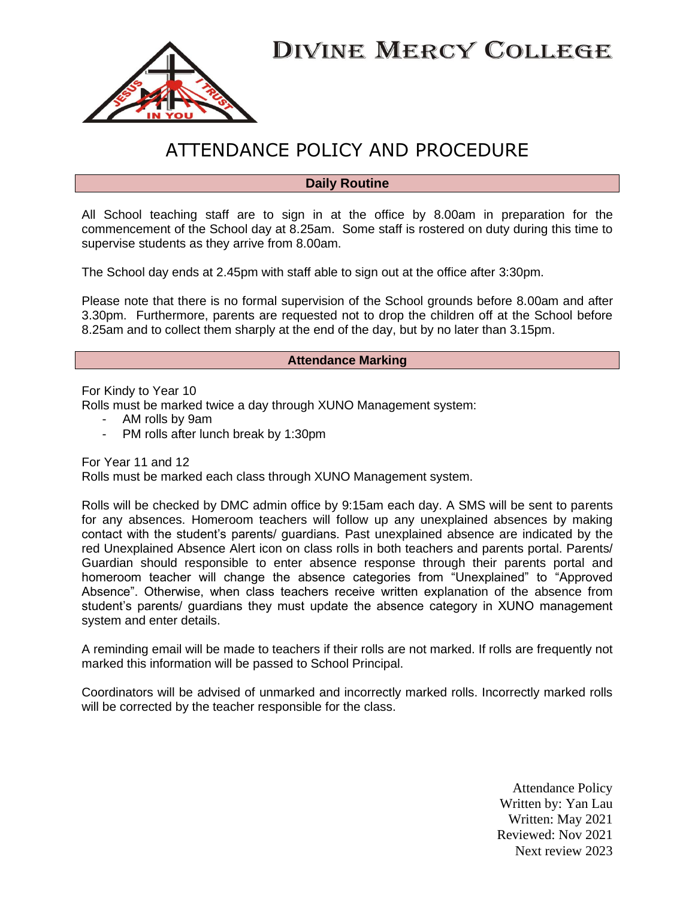# DIVINE MERCY COLLEGE

## ATTENDANCE POLICY AND PROCEDURE

### Daily Routine

All School teaching staff are to sign in at the office by 8.00am in preparation for the commencement of the School day at 8.25am. Some staff is rostered on duty during this time to supervise students as they arrive from 8.00am.

The School day ends at 2.45pm with staff able to sign out at the office after 3:30pm.

Please note that there is no formal supervision of the School grounds before 8.00am and after 3.30pm. Furthermore, parents are requested not to drop the children off at the School before 8.25am and to collect them sharply at the end of the day, but by no later than 3.15pm.

### Attendance Marking

For Kindy to Year 10
Rolls must be marked twice a day through XUNO Management system:

- AM rolls by 9am
- PM rolls after lunch break by 1:30pm

For Year 11 and 12
Rolls must be marked each class through XUNO Management system.

Rolls will be checked by DMC admin office by 9:15am each day. A SMS will be sent to parents for any absences. Homeroom teachers will follow up any unexplained absences by making contact with the student's parents/ guardians. Past unexplained absence are indicated by the red Unexplained Absence Alert icon on class rolls in both teachers and parents portal. Parents/ Guardian should responsible to enter absence response through their parents portal and homeroom teacher will change the absence categories from "Unexplained" to "Approved Absence". Otherwise, when class teachers receive written explanation of the absence from student's parents/ guardians they must update the absence category in XUNO management system and enter details.

A reminding email will be made to teachers if their rolls are not marked. If rolls are frequently not marked this information will be passed to School Principal.

Coordinators will be advised of unmarked and incorrectly marked rolls. Incorrectly marked rolls will be corrected by the teacher responsible for the class.

Attendance Policy
Written by: Yan Lau
Written: May 2021
Reviewed: Nov 2021
Next review 2023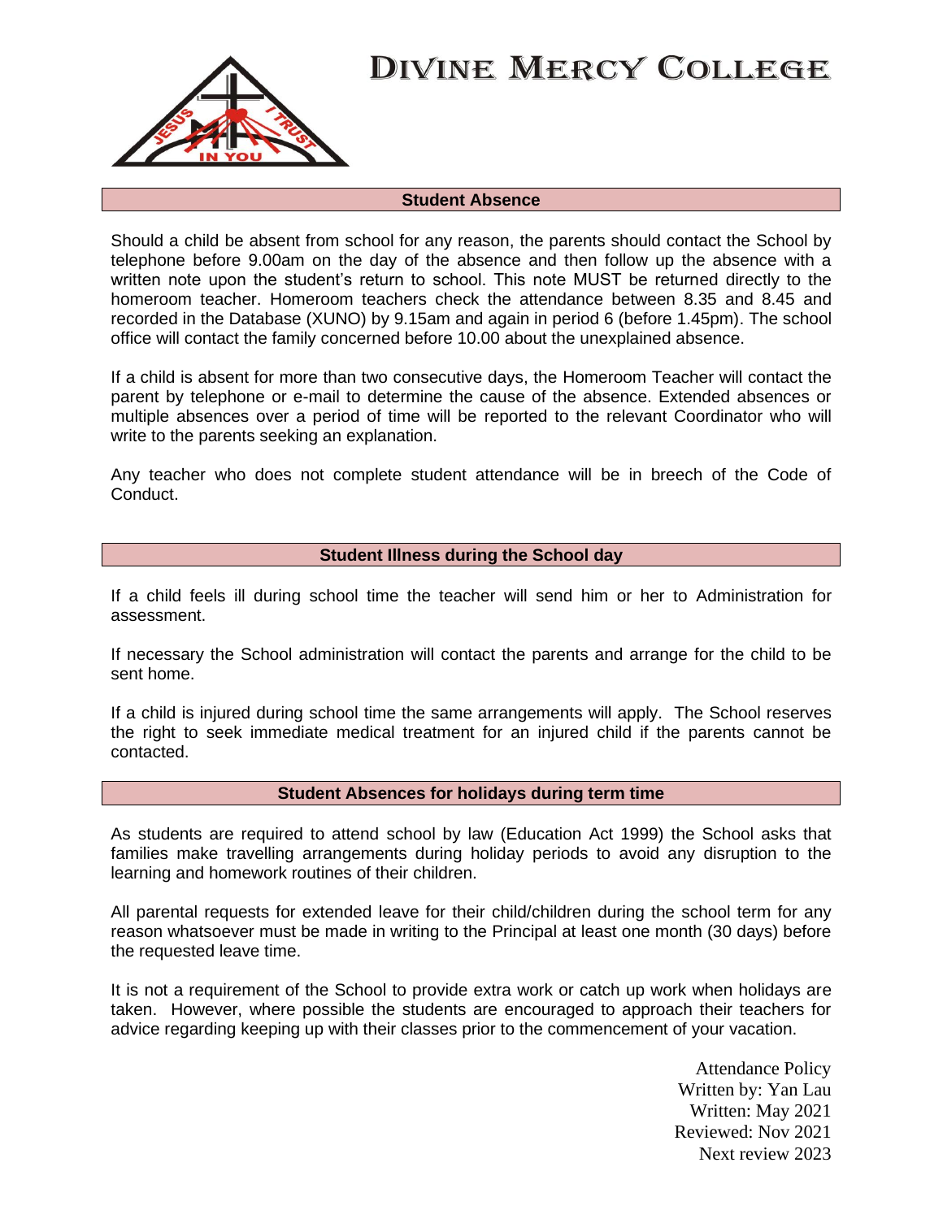# DIVINE MERCY COLLEGE

## Student Absence

Should a child be absent from school for any reason, the parents should contact the School by telephone before 9.00am on the day of the absence and then follow up the absence with a written note upon the student's return to school. This note MUST be returned directly to the homeroom teacher. Homeroom teachers check the attendance between 8.35 and 8.45 and recorded in the Database (XUNO) by 9.15am and again in period 6 (before 1.45pm). The school office will contact the family concerned before 10.00 about the unexplained absence.

If a child is absent for more than two consecutive days, the Homeroom Teacher will contact the parent by telephone or e-mail to determine the cause of the absence. Extended absences or multiple absences over a period of time will be reported to the relevant Coordinator who will write to the parents seeking an explanation.

Any teacher who does not complete student attendance will be in breech of the Code of Conduct.

## Student Illness during the School day

If a child feels ill during school time the teacher will send him or her to Administration for assessment.

If necessary the School administration will contact the parents and arrange for the child to be sent home.

If a child is injured during school time the same arrangements will apply. The School reserves the right to seek immediate medical treatment for an injured child if the parents cannot be contacted.

## Student Absences for holidays during term time

As students are required to attend school by law (Education Act 1999) the School asks that families make travelling arrangements during holiday periods to avoid any disruption to the learning and homework routines of their children.

All parental requests for extended leave for their child/children during the school term for any reason whatsoever must be made in writing to the Principal at least one month (30 days) before the requested leave time.

It is not a requirement of the School to provide extra work or catch up work when holidays are taken. However, where possible the students are encouraged to approach their teachers for advice regarding keeping up with their classes prior to the commencement of your vacation.

Attendance Policy
Written by: Yan Lau
Written: May 2021
Reviewed: Nov 2021
Next review 2023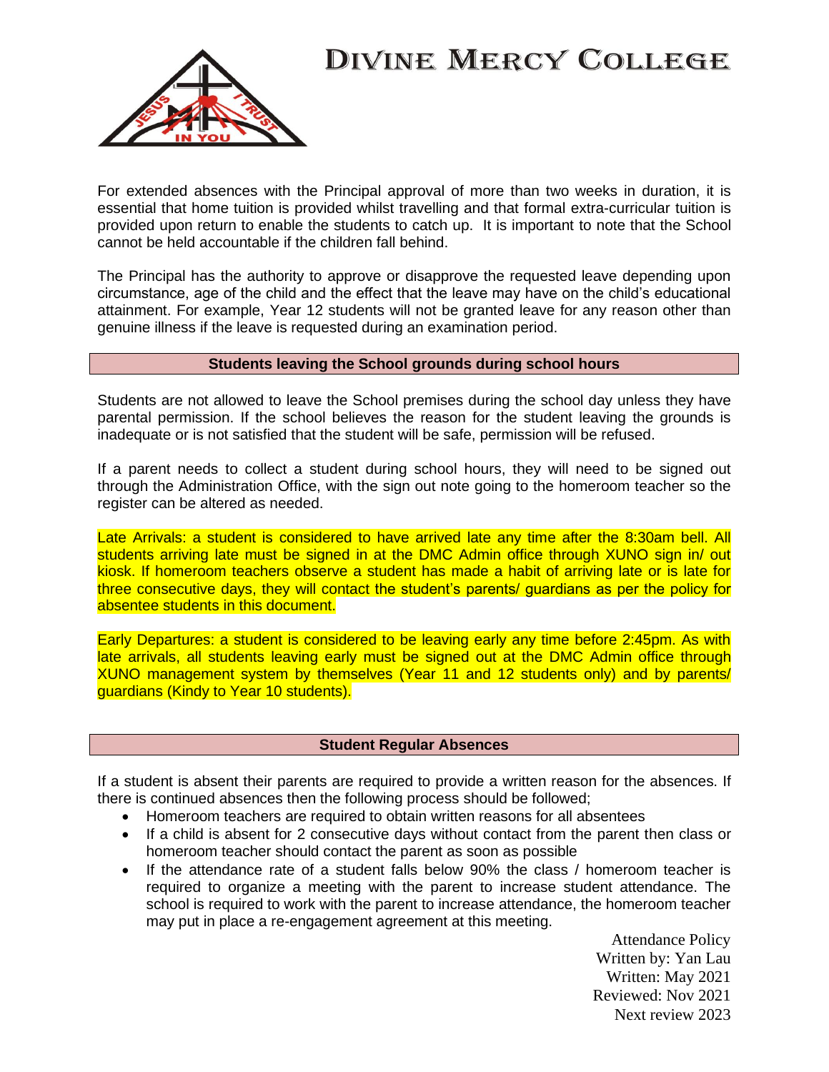For extended absences with the Principal approval of more than two weeks in duration, it is essential that home tuition is provided whilst travelling and that formal extra-curricular tuition is provided upon return to enable the students to catch up. It is important to note that the School cannot be held accountable if the children fall behind.

The Principal has the authority to approve or disapprove the requested leave depending upon circumstance, age of the child and the effect that the leave may have on the child's educational attainment. For example, Year 12 students will not be granted leave for any reason other than genuine illness if the leave is requested during an examination period.

## Students leaving the School grounds during school hours

Students are not allowed to leave the School premises during the school day unless they have parental permission. If the school believes the reason for the student leaving the grounds is inadequate or is not satisfied that the student will be safe, permission will be refused.

If a parent needs to collect a student during school hours, they will need to be signed out through the Administration Office, with the sign out note going to the homeroom teacher so the register can be altered as needed.

Late Arrivals: a student is considered to have arrived late any time after the 8:30am bell. All students arriving late must be signed in at the DMC Admin office through XUNO sign in/ out kiosk. If homeroom teachers observe a student has made a habit of arriving late or is late for three consecutive days, they will contact the student's parents/ guardians as per the policy for absentee students in this document.

Early Departures: a student is considered to be leaving early any time before 2:45pm. As with late arrivals, all students leaving early must be signed out at the DMC Admin office through XUNO management system by themselves (Year 11 and 12 students only) and by parents/ guardians (Kindy to Year 10 students).

## Student Regular Absences

If a student is absent their parents are required to provide a written reason for the absences. If there is continued absences then the following process should be followed;

- Homeroom teachers are required to obtain written reasons for all absentees
- If a child is absent for 2 consecutive days without contact from the parent then class or homeroom teacher should contact the parent as soon as possible
- If the attendance rate of a student falls below 90% the class / homeroom teacher is required to organize a meeting with the parent to increase student attendance. The school is required to work with the parent to increase attendance, the homeroom teacher may put in place a re-engagement agreement at this meeting.

Attendance Policy
Written by: Yan Lau
Written: May 2021
Reviewed: Nov 2021
Next review 2023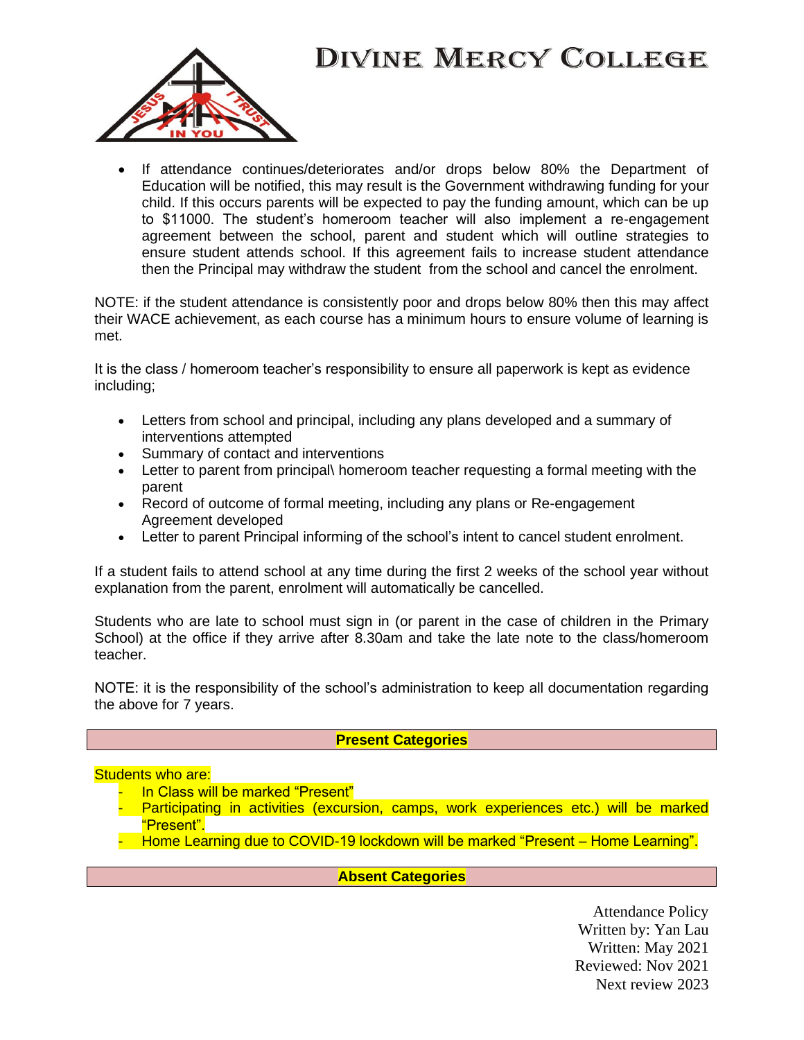- If attendance continues/deteriorates and/or drops below 80% the Department of Education will be notified, this may result is the Government withdrawing funding for your child. If this occurs parents will be expected to pay the funding amount, which can be up to $11000. The student's homeroom teacher will also implement a re-engagement agreement between the school, parent and student which will outline strategies to ensure student attends school. If this agreement fails to increase student attendance then the Principal may withdraw the student from the school and cancel the enrolment.

NOTE: if the student attendance is consistently poor and drops below 80% then this may affect their WACE achievement, as each course has a minimum hours to ensure volume of learning is met.

It is the class / homeroom teacher's responsibility to ensure all paperwork is kept as evidence including;

- Letters from school and principal, including any plans developed and a summary of interventions attempted
- Summary of contact and interventions
- Letter to parent from principal\ homeroom teacher requesting a formal meeting with the parent
- Record of outcome of formal meeting, including any plans or Re-engagement Agreement developed
- Letter to parent Principal informing of the school's intent to cancel student enrolment.

If a student fails to attend school at any time during the first 2 weeks of the school year without explanation from the parent, enrolment will automatically be cancelled.

Students who are late to school must sign in (or parent in the case of children in the Primary School) at the office if they arrive after 8.30am and take the late note to the class/homeroom teacher.

NOTE: it is the responsibility of the school's administration to keep all documentation regarding the above for 7 years.

## Present Categories

Students who are:

- In Class will be marked "Present"
- Participating in activities (excursion, camps, work experiences etc.) will be marked "Present".
- Home Learning due to COVID-19 lockdown will be marked "Present – Home Learning".

## Absent Categories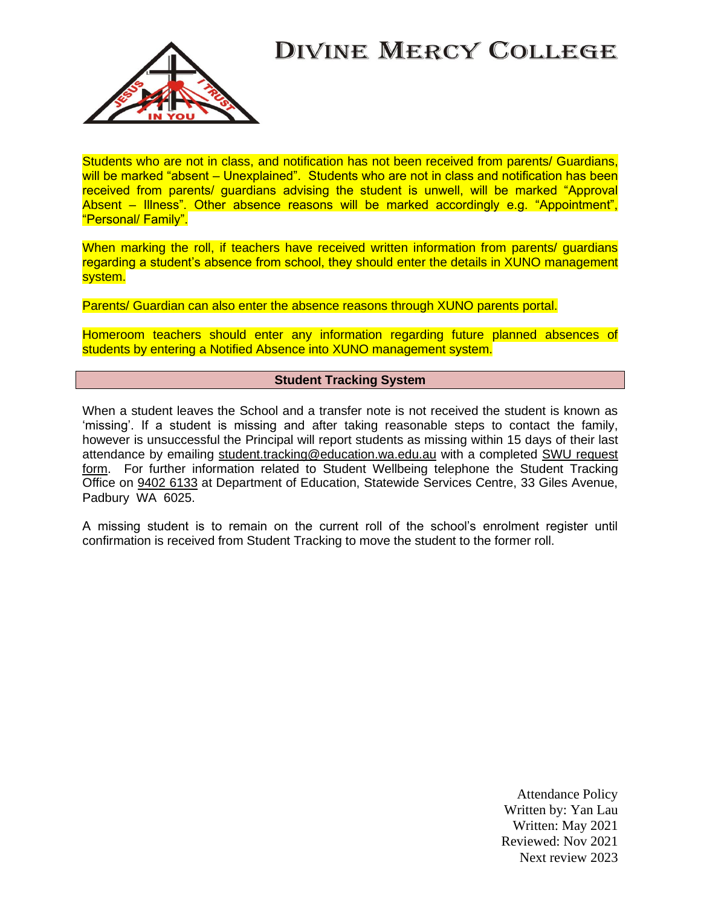# DIVINE MERCY COLLEGE

Students who are not in class, and notification has not been received from parents/ Guardians, will be marked "absent – Unexplained". Students who are not in class and notification has been received from parents/ guardians advising the student is unwell, will be marked "Approval Absent – Illness". Other absence reasons will be marked accordingly e.g. "Appointment", "Personal/ Family".

When marking the roll, if teachers have received written information from parents/ guardians regarding a student's absence from school, they should enter the details in XUNO management system.

Parents/ Guardian can also enter the absence reasons through XUNO parents portal.

Homeroom teachers should enter any information regarding future planned absences of students by entering a Notified Absence into XUNO management system.

## Student Tracking System

When a student leaves the School and a transfer note is not received the student is known as 'missing'. If a student is missing and after taking reasonable steps to contact the family, however is unsuccessful the Principal will report students as missing within 15 days of their last attendance by emailing student.tracking@education.wa.edu.au with a completed SWU request form. For further information related to Student Wellbeing telephone the Student Tracking Office on 9402 6133 at Department of Education, Statewide Services Centre, 33 Giles Avenue, Padbury WA 6025.

A missing student is to remain on the current roll of the school's enrolment register until confirmation is received from Student Tracking to move the student to the former roll.

Attendance Policy
Written by: Yan Lau
Written: May 2021
Reviewed: Nov 2021
Next review 2023